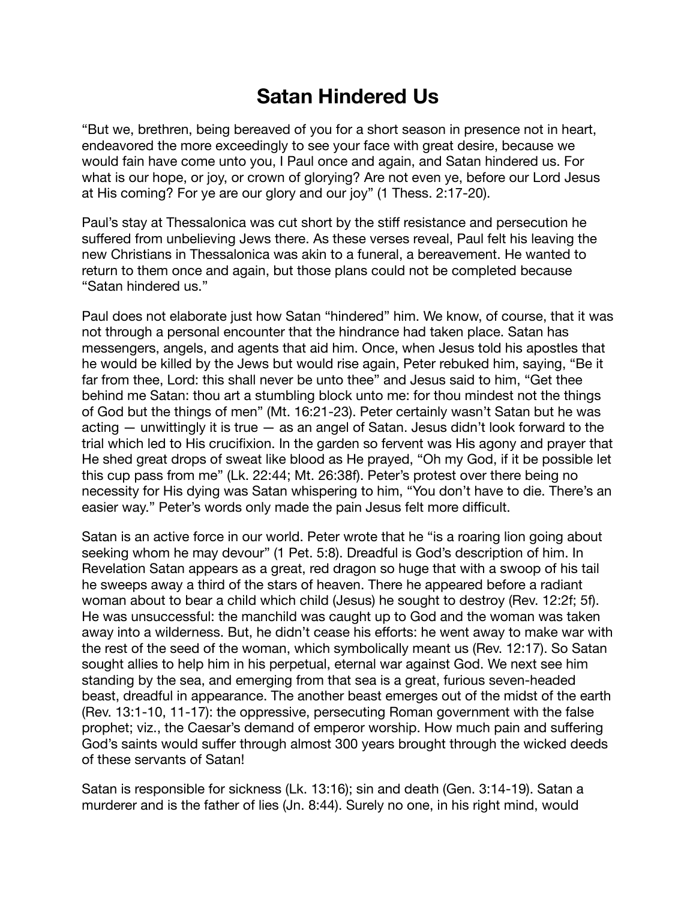# Satan Hindered Us

"But we, brethren, being bereaved of you for a short season in presence not in heart, endeavored the more exceedingly to see your face with great desire, because we would fain have come unto you, I Paul once and again, and Satan hindered us. For what is our hope, or joy, or crown of glorying? Are not even ye, before our Lord Jesus at His coming? For ye are our glory and our joy" (1 Thess. 2:17-20).

Paul's stay at Thessalonica was cut short by the stiff resistance and persecution he suffered from unbelieving Jews there. As these verses reveal, Paul felt his leaving the new Christians in Thessalonica was akin to a funeral, a bereavement. He wanted to return to them once and again, but those plans could not be completed because "Satan hindered us."

Paul does not elaborate just how Satan "hindered" him. We know, of course, that it was not through a personal encounter that the hindrance had taken place. Satan has messengers, angels, and agents that aid him. Once, when Jesus told his apostles that he would be killed by the Jews but would rise again, Peter rebuked him, saying, "Be it far from thee, Lord: this shall never be unto thee" and Jesus said to him, "Get thee behind me Satan: thou art a stumbling block unto me: for thou mindest not the things of God but the things of men" (Mt. 16:21-23). Peter certainly wasn't Satan but he was acting — unwittingly it is true — as an angel of Satan. Jesus didn't look forward to the trial which led to His crucifixion. In the garden so fervent was His agony and prayer that He shed great drops of sweat like blood as He prayed, "Oh my God, if it be possible let this cup pass from me" (Lk. 22:44; Mt. 26:38f). Peter's protest over there being no necessity for His dying was Satan whispering to him, "You don't have to die. There's an easier way." Peter's words only made the pain Jesus felt more difficult.

Satan is an active force in our world. Peter wrote that he "is a roaring lion going about seeking whom he may devour" (1 Pet. 5:8). Dreadful is God's description of him. In Revelation Satan appears as a great, red dragon so huge that with a swoop of his tail he sweeps away a third of the stars of heaven. There he appeared before a radiant woman about to bear a child which child (Jesus) he sought to destroy (Rev. 12:2f; 5f). He was unsuccessful: the manchild was caught up to God and the woman was taken away into a wilderness. But, he didn't cease his efforts: he went away to make war with the rest of the seed of the woman, which symbolically meant us (Rev. 12:17). So Satan sought allies to help him in his perpetual, eternal war against God. We next see him standing by the sea, and emerging from that sea is a great, furious seven-headed beast, dreadful in appearance. The another beast emerges out of the midst of the earth (Rev. 13:1-10, 11-17): the oppressive, persecuting Roman government with the false prophet; viz., the Caesar's demand of emperor worship. How much pain and suffering God's saints would suffer through almost 300 years brought through the wicked deeds of these servants of Satan!

Satan is responsible for sickness (Lk. 13:16); sin and death (Gen. 3:14-19). Satan a murderer and is the father of lies (Jn. 8:44). Surely no one, in his right mind, would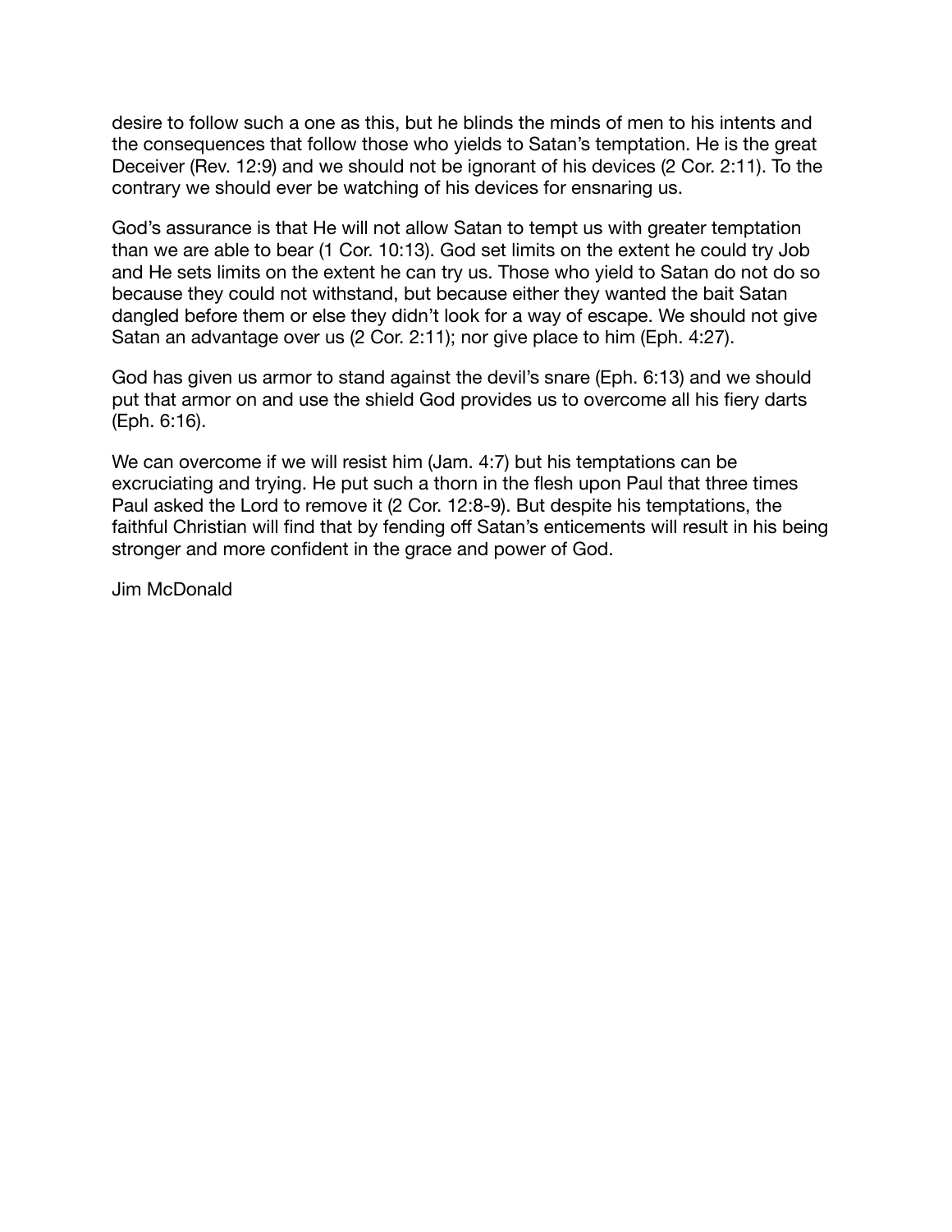desire to follow such a one as this, but he blinds the minds of men to his intents and the consequences that follow those who yields to Satan's temptation. He is the great Deceiver (Rev. 12:9) and we should not be ignorant of his devices (2 Cor. 2:11). To the contrary we should ever be watching of his devices for ensnaring us.

God's assurance is that He will not allow Satan to tempt us with greater temptation than we are able to bear (1 Cor. 10:13). God set limits on the extent he could try Job and He sets limits on the extent he can try us. Those who yield to Satan do not do so because they could not withstand, but because either they wanted the bait Satan dangled before them or else they didn't look for a way of escape. We should not give Satan an advantage over us (2 Cor. 2:11); nor give place to him (Eph. 4:27).

God has given us armor to stand against the devil's snare (Eph. 6:13) and we should put that armor on and use the shield God provides us to overcome all his fiery darts (Eph. 6:16).

We can overcome if we will resist him (Jam. 4:7) but his temptations can be excruciating and trying. He put such a thorn in the flesh upon Paul that three times Paul asked the Lord to remove it (2 Cor. 12:8-9). But despite his temptations, the faithful Christian will find that by fending off Satan's enticements will result in his being stronger and more confident in the grace and power of God.

Jim McDonald